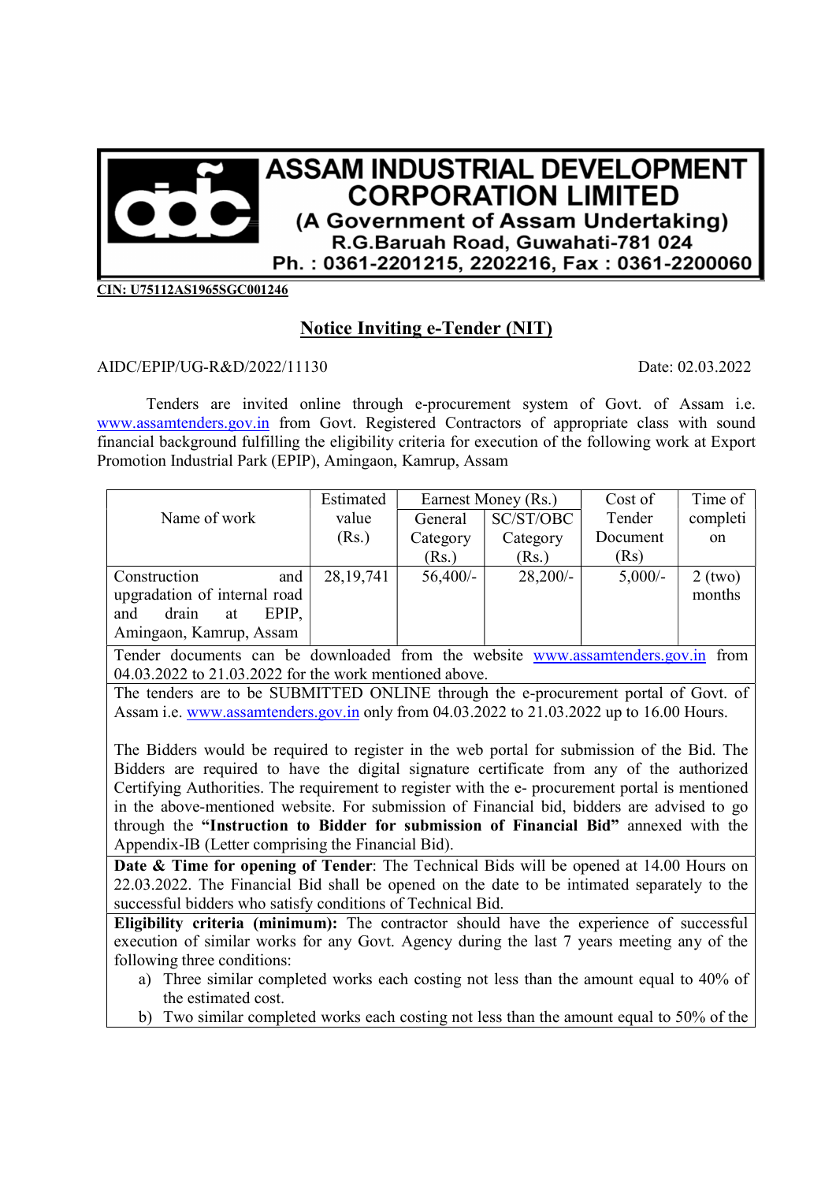# ASSAM INDUSTRIAL DEVELOPMENT CORPORATION LIMITED

**(A Government of Assam Undertaking)**

**R.G.Baruah Road, Guwahati-781 024**

**Ph. : 0361-2201215, 2202216, Fax : 0361-2200060**

**CIN: U75112AS1965SGC001246**

## Notice Inviting e-Tender (NIT)

AIDC/EPIP/UG-R&D/2022/11130 Date: 02.03.2022

Tenders are invited online through e-procurement system of Govt. of Assam i.e. www.assamtenders.gov.in from Govt. Registered Contractors of appropriate class with sound financial background fulfilling the eligibility criteria for execution of the following work at Export Promotion Industrial Park (EPIP), Amingaon, Kamrup, Assam

| Name of work | Estimated value (Rs.) | Earnest Money (Rs.) | | Cost of Tender Document (Rs) | Time of completion |
|---|---|---|---|---|---|
| | | General Category (Rs.) | SC/ST/OBC Category (Rs.) | | |
| Construction and upgradation of internal road and drain at EPIP, Amingaon, Kamrup, Assam | 28,19,741 | 56,400/- | 28,200/- | 5,000/- | 2 (two) months |

Tender documents can be downloaded from the website www.assamtenders.gov.in from 04.03.2022 to 21.03.2022 for the work mentioned above.

The tenders are to be SUBMITTED ONLINE through the e-procurement portal of Govt. of Assam i.e. www.assamtenders.gov.in only from 04.03.2022 to 21.03.2022 up to 16.00 Hours.

The Bidders would be required to register in the web portal for submission of the Bid. The Bidders are required to have the digital signature certificate from any of the authorized Certifying Authorities. The requirement to register with the e- procurement portal is mentioned in the above-mentioned website. For submission of Financial bid, bidders are advised to go through the **"Instruction to Bidder for submission of Financial Bid"** annexed with the Appendix-IB (Letter comprising the Financial Bid).

**Date & Time for opening of Tender**: The Technical Bids will be opened at 14.00 Hours on 22.03.2022. The Financial Bid shall be opened on the date to be intimated separately to the successful bidders who satisfy conditions of Technical Bid.

**Eligibility criteria (minimum):** The contractor should have the experience of successful execution of similar works for any Govt. Agency during the last 7 years meeting any of the following three conditions:

a) Three similar completed works each costing not less than the amount equal to 40% of the estimated cost.
b) Two similar completed works each costing not less than the amount equal to 50% of the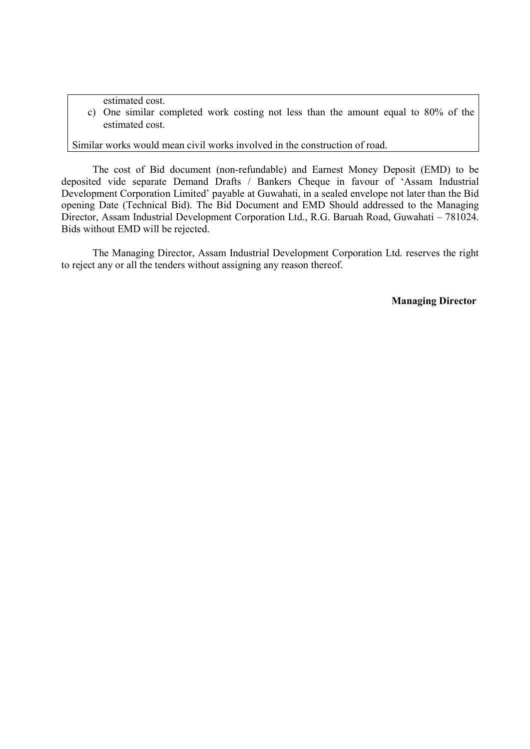estimated cost.

c) One similar completed work costing not less than the amount equal to 80% of the estimated cost.

Similar works would mean civil works involved in the construction of road.

The cost of Bid document (non-refundable) and Earnest Money Deposit (EMD) to be deposited vide separate Demand Drafts / Bankers Cheque in favour of 'Assam Industrial Development Corporation Limited' payable at Guwahati, in a sealed envelope not later than the Bid opening Date (Technical Bid). The Bid Document and EMD Should addressed to the Managing Director, Assam Industrial Development Corporation Ltd., R.G. Baruah Road, Guwahati – 781024. Bids without EMD will be rejected.

The Managing Director, Assam Industrial Development Corporation Ltd. reserves the right to reject any or all the tenders without assigning any reason thereof.

**Managing Director**